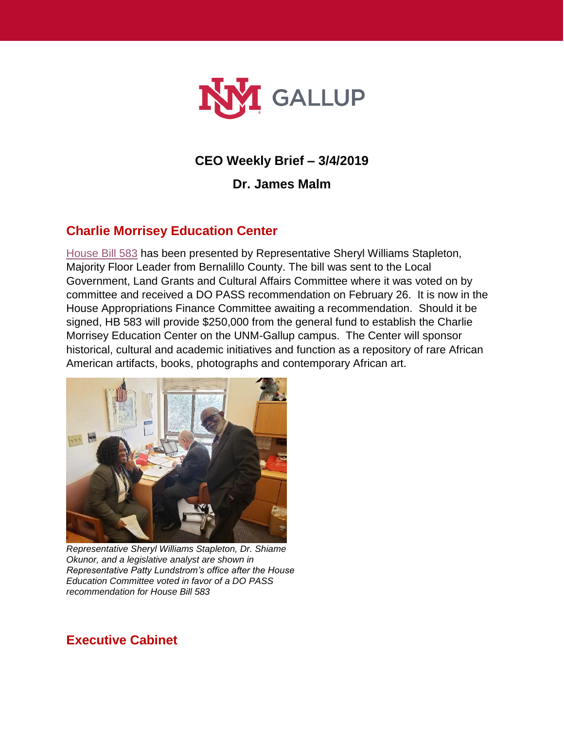# CEO Weekly Brief – 3/4/2019

## Dr. James Malm

## Charlie Morrisey Education Center

House Bill 583 has been presented by Representative Sheryl Williams Stapleton, Majority Floor Leader from Bernalillo County. The bill was sent to the Local Government, Land Grants and Cultural Affairs Committee where it was voted on by committee and received a DO PASS recommendation on February 26. It is now in the House Appropriations Finance Committee awaiting a recommendation. Should it be signed, HB 583 will provide $250,000 from the general fund to establish the Charlie Morrisey Education Center on the UNM-Gallup campus. The Center will sponsor historical, cultural and academic initiatives and function as a repository of rare African American artifacts, books, photographs and contemporary African art.

*Representative Sheryl Williams Stapleton, Dr. Shiame Okunor, and a legislative analyst are shown in Representative Patty Lundstrom's office after the House Education Committee voted in favor of a DO PASS recommendation for House Bill 583*

## Executive Cabinet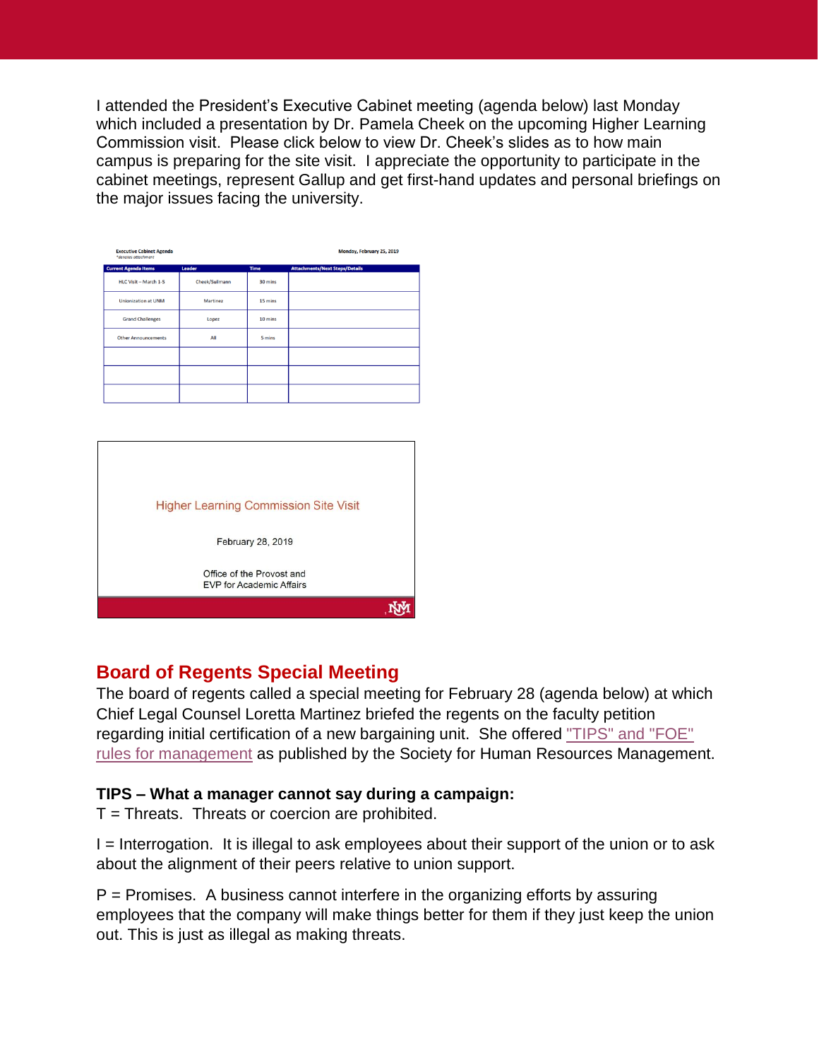I attended the President's Executive Cabinet meeting (agenda below) last Monday which included a presentation by Dr. Pamela Cheek on the upcoming Higher Learning Commission visit. Please click below to view Dr. Cheek's slides as to how main campus is preparing for the site visit. I appreciate the opportunity to participate in the cabinet meetings, represent Gallup and get first-hand updates and personal briefings on the major issues facing the university.

**Executive Cabinet Agenda**
*denotes attachment

Monday, February 25, 2019

| Current Agenda Items | Leader | Time | Attachments/Next Steps/Details |
|---|---|---|---|
| HLC Visit – March 1-5 | Cheek/Sulmann | 30 mins | |
| Unionization at UNM | Martinez | 15 mins | |
| Grand Challenges | Lopez | 10 mins | |
| Other Announcements | All | 5 mins | |
| | | | |
| | | | |
| | | | |

Higher Learning Commission Site Visit

February 28, 2019

Office of the Provost and
EVP for Academic Affairs

## Board of Regents Special Meeting

The board of regents called a special meeting for February 28 (agenda below) at which Chief Legal Counsel Loretta Martinez briefed the regents on the faculty petition regarding initial certification of a new bargaining unit. She offered "TIPS" and "FOE" rules for management as published by the Society for Human Resources Management.

**TIPS – What a manager cannot say during a campaign:**

T = Threats. Threats or coercion are prohibited.

I = Interrogation. It is illegal to ask employees about their support of the union or to ask about the alignment of their peers relative to union support.

P = Promises. A business cannot interfere in the organizing efforts by assuring employees that the company will make things better for them if they just keep the union out. This is just as illegal as making threats.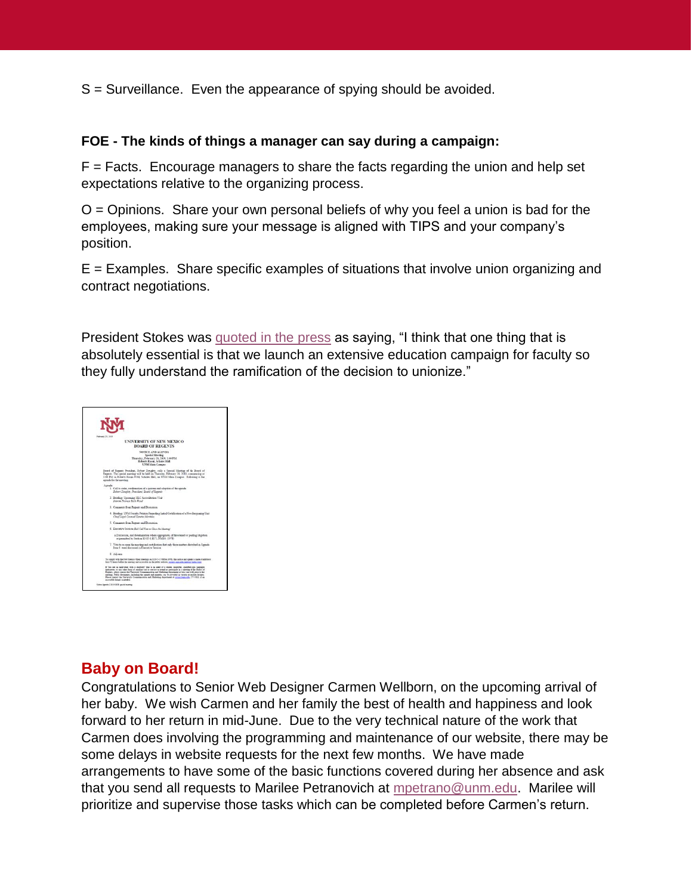S = Surveillance. Even the appearance of spying should be avoided.

**FOE - The kinds of things a manager can say during a campaign:**

F = Facts. Encourage managers to share the facts regarding the union and help set expectations relative to the organizing process.

O = Opinions. Share your own personal beliefs of why you feel a union is bad for the employees, making sure your message is aligned with TIPS and your company's position.

E = Examples. Share specific examples of situations that involve union organizing and contract negotiations.

President Stokes was quoted in the press as saying, "I think that one thing that is absolutely essential is that we launch an extensive education campaign for faculty so they fully understand the ramification of the decision to unionize."

## Baby on Board!

Congratulations to Senior Web Designer Carmen Wellborn, on the upcoming arrival of her baby. We wish Carmen and her family the best of health and happiness and look forward to her return in mid-June. Due to the very technical nature of the work that Carmen does involving the programming and maintenance of our website, there may be some delays in website requests for the next few months. We have made arrangements to have some of the basic functions covered during her absence and ask that you send all requests to Marilee Petranovich at mpetrano@unm.edu. Marilee will prioritize and supervise those tasks which can be completed before Carmen's return.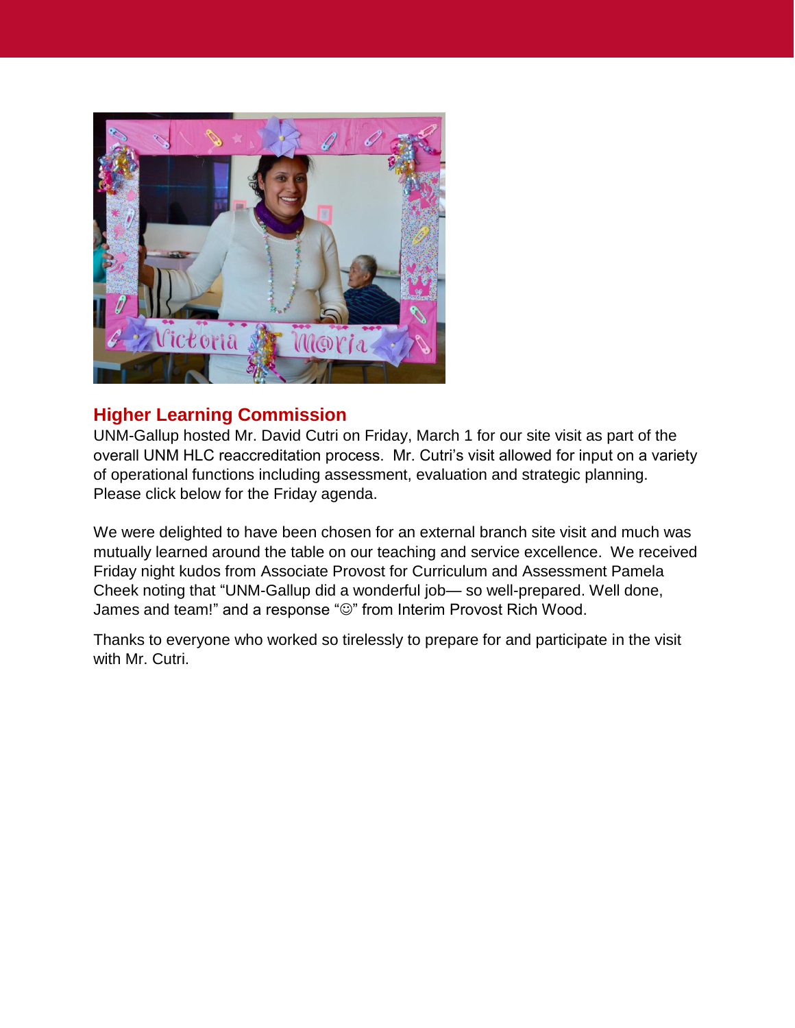## Higher Learning Commission

UNM-Gallup hosted Mr. David Cutri on Friday, March 1 for our site visit as part of the overall UNM HLC reaccreditation process. Mr. Cutri's visit allowed for input on a variety of operational functions including assessment, evaluation and strategic planning. Please click below for the Friday agenda.

We were delighted to have been chosen for an external branch site visit and much was mutually learned around the table on our teaching and service excellence. We received Friday night kudos from Associate Provost for Curriculum and Assessment Pamela Cheek noting that "UNM-Gallup did a wonderful job— so well-prepared. Well done, James and team!" and a response "☺" from Interim Provost Rich Wood.

Thanks to everyone who worked so tirelessly to prepare for and participate in the visit with Mr. Cutri.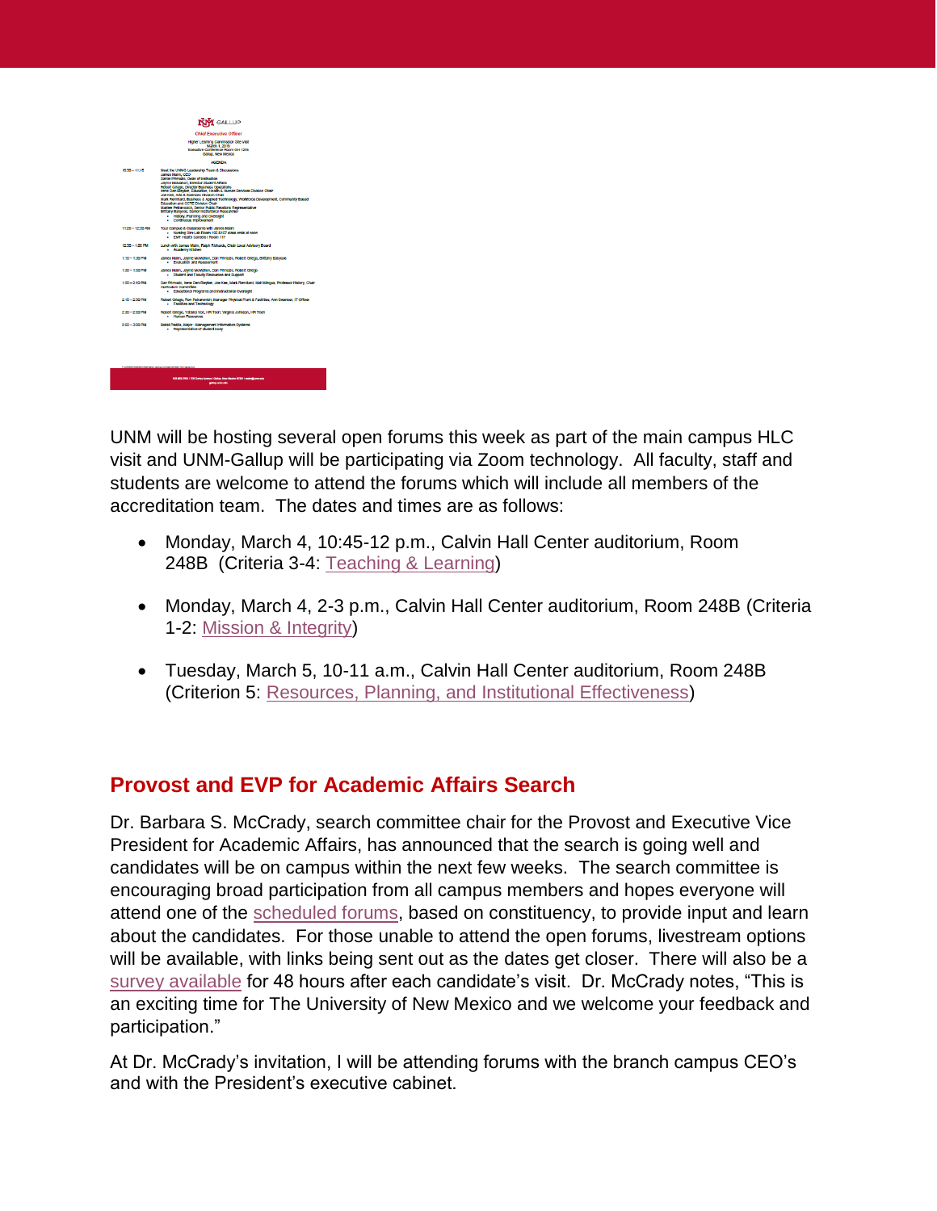UNM will be hosting several open forums this week as part of the main campus HLC visit and UNM-Gallup will be participating via Zoom technology. All faculty, staff and students are welcome to attend the forums which will include all members of the accreditation team. The dates and times are as follows:

- Monday, March 4, 10:45-12 p.m., Calvin Hall Center auditorium, Room 248B (Criteria 3-4: Teaching & Learning)
- Monday, March 4, 2-3 p.m., Calvin Hall Center auditorium, Room 248B (Criteria 1-2: Mission & Integrity)
- Tuesday, March 5, 10-11 a.m., Calvin Hall Center auditorium, Room 248B (Criterion 5: Resources, Planning, and Institutional Effectiveness)

## Provost and EVP for Academic Affairs Search

Dr. Barbara S. McCrady, search committee chair for the Provost and Executive Vice President for Academic Affairs, has announced that the search is going well and candidates will be on campus within the next few weeks. The search committee is encouraging broad participation from all campus members and hopes everyone will attend one of the scheduled forums, based on constituency, to provide input and learn about the candidates. For those unable to attend the open forums, livestream options will be available, with links being sent out as the dates get closer. There will also be a survey available for 48 hours after each candidate's visit. Dr. McCrady notes, "This is an exciting time for The University of New Mexico and we welcome your feedback and participation."

At Dr. McCrady's invitation, I will be attending forums with the branch campus CEO's and with the President's executive cabinet.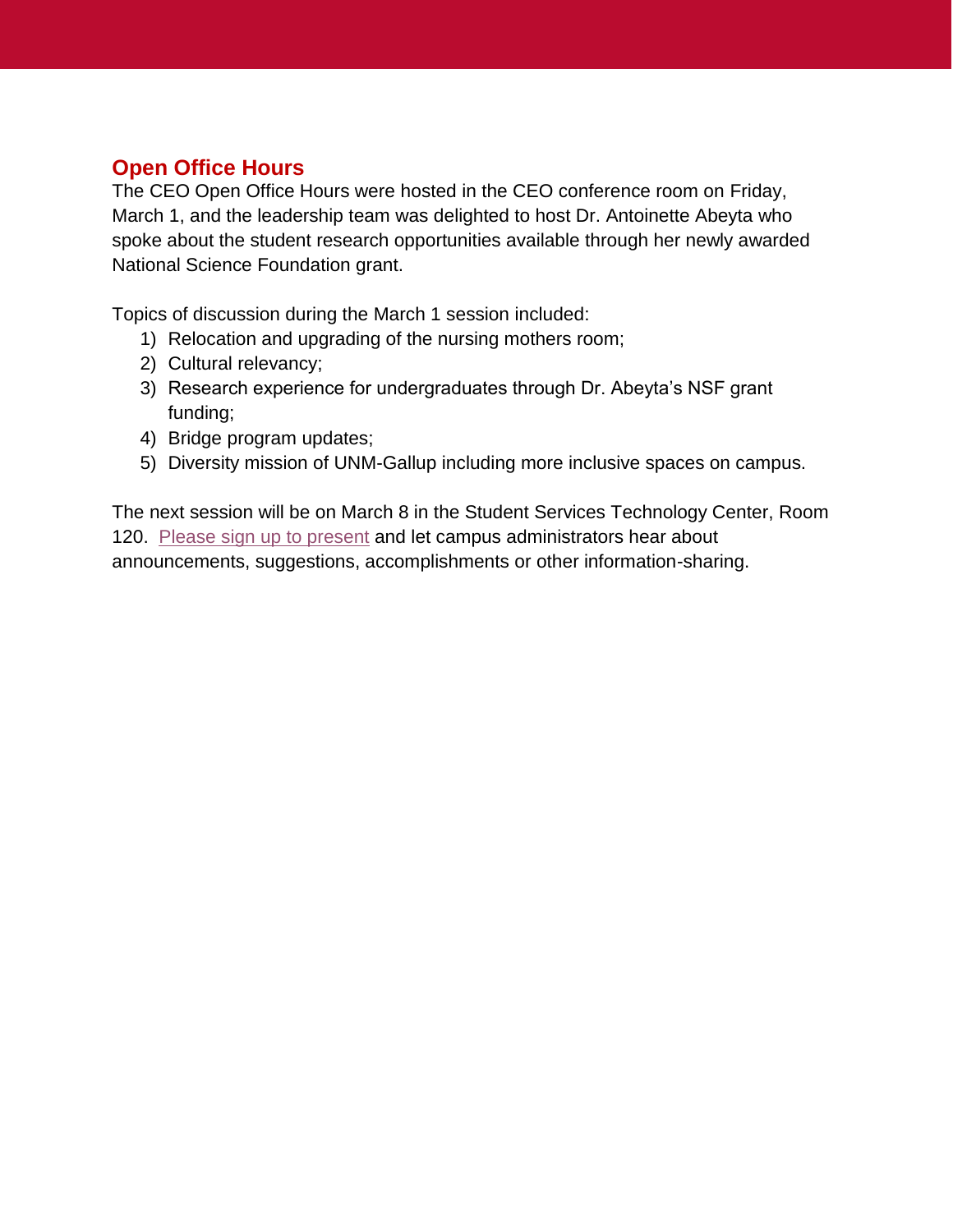## Open Office Hours

The CEO Open Office Hours were hosted in the CEO conference room on Friday, March 1, and the leadership team was delighted to host Dr. Antoinette Abeyta who spoke about the student research opportunities available through her newly awarded National Science Foundation grant.

Topics of discussion during the March 1 session included:

1) Relocation and upgrading of the nursing mothers room;
2) Cultural relevancy;
3) Research experience for undergraduates through Dr. Abeyta's NSF grant funding;
4) Bridge program updates;
5) Diversity mission of UNM-Gallup including more inclusive spaces on campus.

The next session will be on March 8 in the Student Services Technology Center, Room 120. Please sign up to present and let campus administrators hear about announcements, suggestions, accomplishments or other information-sharing.